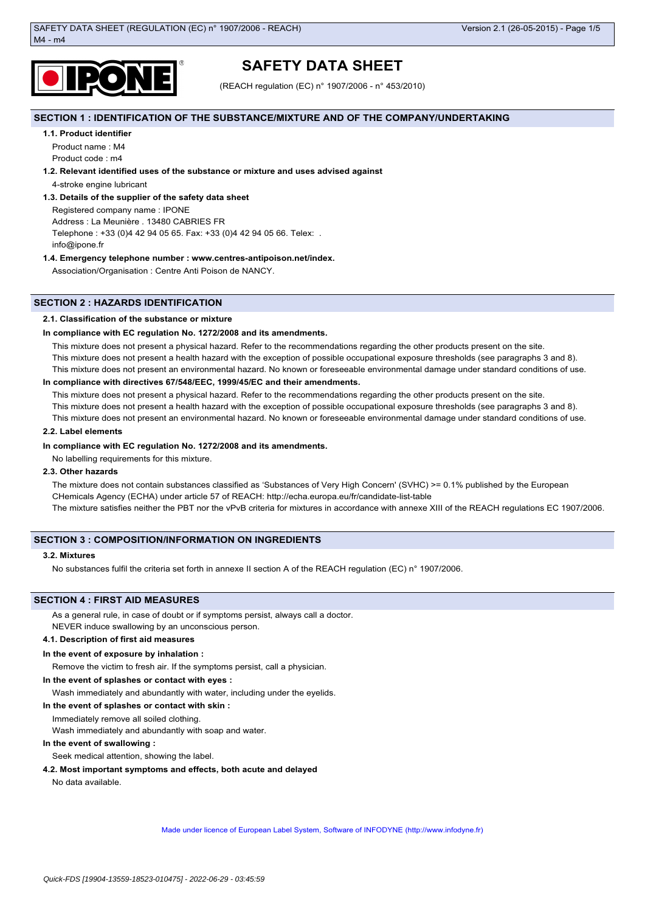# SAFETY DATA SHEET

(REACH regulation (EC) n° 1907/2006 - n° 453/2010)

## SECTION 1 : IDENTIFICATION OF THE SUBSTANCE/MIXTURE AND OF THE COMPANY/UNDERTAKING

### 1.1. Product identifier

Product name : M4

Product code : m4

### 1.2. Relevant identified uses of the substance or mixture and uses advised against

4-stroke engine lubricant

### 1.3. Details of the supplier of the safety data sheet

Registered company name : IPONE

Address : La Meunière . 13480 CABRIES FR

Telephone : +33 (0)4 42 94 05 65. Fax: +33 (0)4 42 94 05 66. Telex: .

info@ipone.fr

### 1.4. Emergency telephone number : www.centres-antipoison.net/index.

Association/Organisation : Centre Anti Poison de NANCY.

## SECTION 2 : HAZARDS IDENTIFICATION

### 2.1. Classification of the substance or mixture

**In compliance with EC regulation No. 1272/2008 and its amendments.**

This mixture does not present a physical hazard. Refer to the recommendations regarding the other products present on the site.

This mixture does not present a health hazard with the exception of possible occupational exposure thresholds (see paragraphs 3 and 8).

This mixture does not present an environmental hazard. No known or foreseeable environmental damage under standard conditions of use.

**In compliance with directives 67/548/EEC, 1999/45/EC and their amendments.**

This mixture does not present a physical hazard. Refer to the recommendations regarding the other products present on the site.

This mixture does not present a health hazard with the exception of possible occupational exposure thresholds (see paragraphs 3 and 8).

This mixture does not present an environmental hazard. No known or foreseeable environmental damage under standard conditions of use.

### 2.2. Label elements

**In compliance with EC regulation No. 1272/2008 and its amendments.**

No labelling requirements for this mixture.

### 2.3. Other hazards

The mixture does not contain substances classified as 'Substances of Very High Concern' (SVHC) >= 0.1% published by the European CHemicals Agency (ECHA) under article 57 of REACH: http://echa.europa.eu/fr/candidate-list-table

The mixture satisfies neither the PBT nor the vPvB criteria for mixtures in accordance with annexe XIII of the REACH regulations EC 1907/2006.

## SECTION 3 : COMPOSITION/INFORMATION ON INGREDIENTS

### 3.2. Mixtures

No substances fulfil the criteria set forth in annexe II section A of the REACH regulation (EC) n° 1907/2006.

## SECTION 4 : FIRST AID MEASURES

As a general rule, in case of doubt or if symptoms persist, always call a doctor.

NEVER induce swallowing by an unconscious person.

### 4.1. Description of first aid measures

**In the event of exposure by inhalation :**

Remove the victim to fresh air. If the symptoms persist, call a physician.

**In the event of splashes or contact with eyes :**

Wash immediately and abundantly with water, including under the eyelids.

**In the event of splashes or contact with skin :**

Immediately remove all soiled clothing.

Wash immediately and abundantly with soap and water.

**In the event of swallowing :**

Seek medical attention, showing the label.

### 4.2. Most important symptoms and effects, both acute and delayed

No data available.

Made under licence of European Label System, Software of INFODYNE (http://www.infodyne.fr)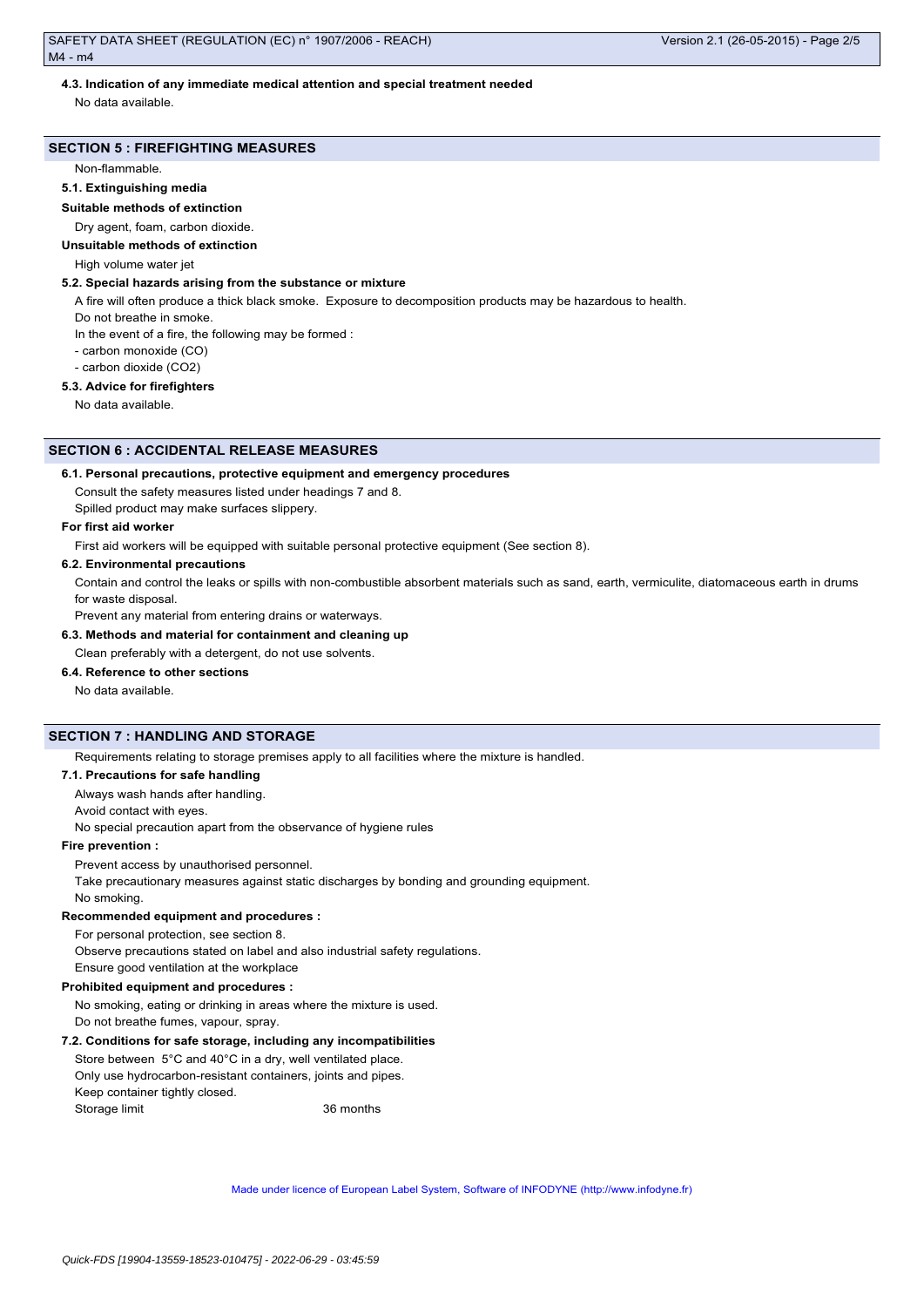#### 4.3. Indication of any immediate medical attention and special treatment needed

No data available.

## SECTION 5 : FIREFIGHTING MEASURES

Non-flammable.

#### 5.1. Extinguishing media

**Suitable methods of extinction**

Dry agent, foam, carbon dioxide.

**Unsuitable methods of extinction**

High volume water jet

#### 5.2. Special hazards arising from the substance or mixture

A fire will often produce a thick black smoke. Exposure to decomposition products may be hazardous to health.

Do not breathe in smoke.

In the event of a fire, the following may be formed :

- carbon monoxide (CO)
- carbon dioxide ($CO_2$)

#### 5.3. Advice for firefighters

No data available.

## SECTION 6 : ACCIDENTAL RELEASE MEASURES

#### 6.1. Personal precautions, protective equipment and emergency procedures

Consult the safety measures listed under headings 7 and 8.

Spilled product may make surfaces slippery.

**For first aid worker**

First aid workers will be equipped with suitable personal protective equipment (See section 8).

#### 6.2. Environmental precautions

Contain and control the leaks or spills with non-combustible absorbent materials such as sand, earth, vermiculite, diatomaceous earth in drums for waste disposal.

Prevent any material from entering drains or waterways.

#### 6.3. Methods and material for containment and cleaning up

Clean preferably with a detergent, do not use solvents.

#### 6.4. Reference to other sections

No data available.

## SECTION 7 : HANDLING AND STORAGE

Requirements relating to storage premises apply to all facilities where the mixture is handled.

#### 7.1. Precautions for safe handling

Always wash hands after handling.

Avoid contact with eyes.

No special precaution apart from the observance of hygiene rules

**Fire prevention :**

Prevent access by unauthorised personnel.

Take precautionary measures against static discharges by bonding and grounding equipment.

No smoking.

**Recommended equipment and procedures :**

For personal protection, see section 8.

Observe precautions stated on label and also industrial safety regulations.

Ensure good ventilation at the workplace

**Prohibited equipment and procedures :**

No smoking, eating or drinking in areas where the mixture is used.

Do not breathe fumes, vapour, spray.

#### 7.2. Conditions for safe storage, including any incompatibilities

Store between 5°C and 40°C in a dry, well ventilated place.

Only use hydrocarbon-resistant containers, joints and pipes.

Keep container tightly closed.

Storage limit 36 months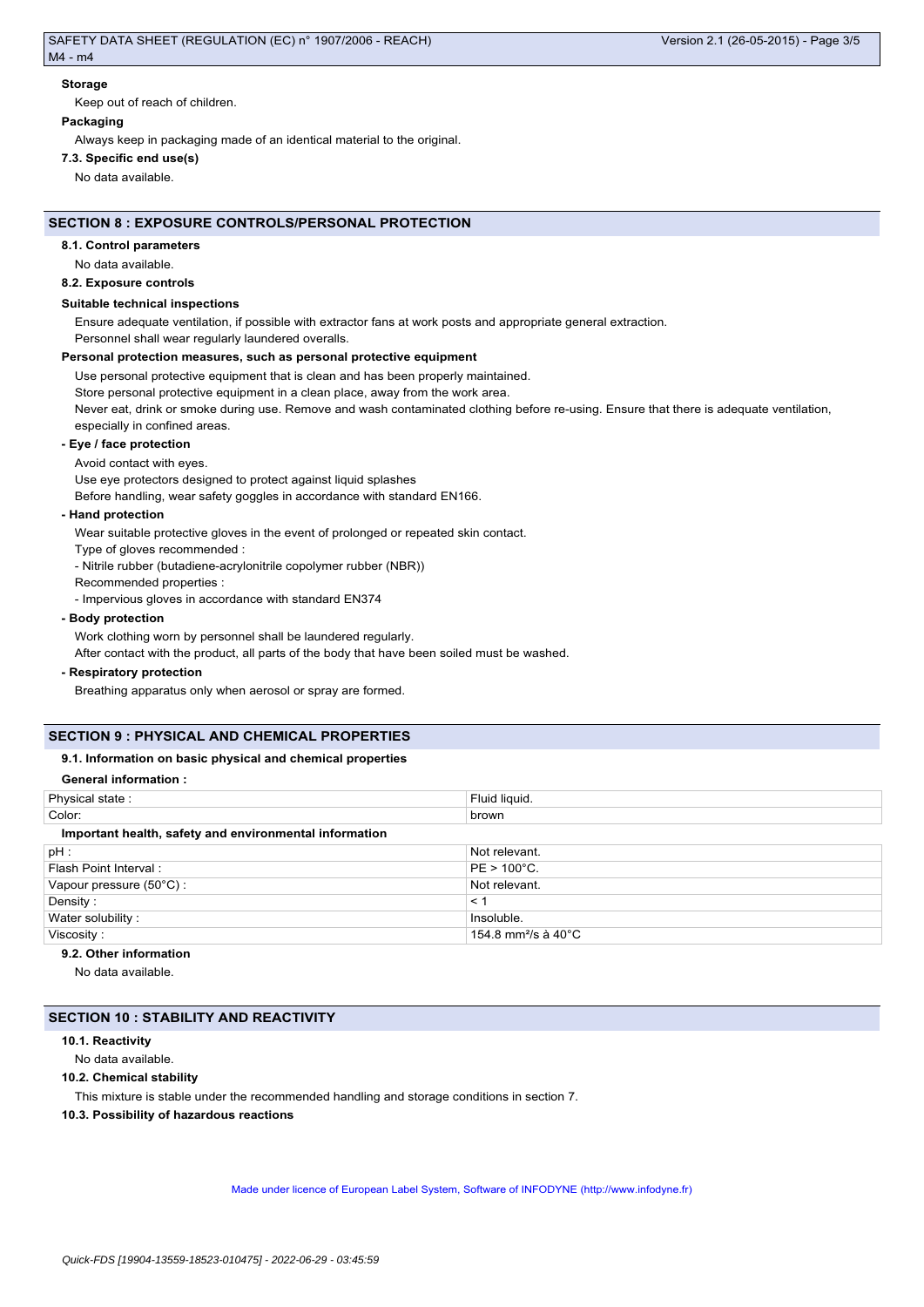**Storage**

Keep out of reach of children.

**Packaging**

Always keep in packaging made of an identical material to the original.

**7.3. Specific end use(s)**

No data available.

## SECTION 8 : EXPOSURE CONTROLS/PERSONAL PROTECTION

**8.1. Control parameters**

No data available.

**8.2. Exposure controls**

**Suitable technical inspections**

Ensure adequate ventilation, if possible with extractor fans at work posts and appropriate general extraction.

Personnel shall wear regularly laundered overalls.

**Personal protection measures, such as personal protective equipment**

Use personal protective equipment that is clean and has been properly maintained.

Store personal protective equipment in a clean place, away from the work area.

Never eat, drink or smoke during use. Remove and wash contaminated clothing before re-using. Ensure that there is adequate ventilation, especially in confined areas.

**- Eye / face protection**

Avoid contact with eyes.

Use eye protectors designed to protect against liquid splashes

Before handling, wear safety goggles in accordance with standard EN166.

**- Hand protection**

Wear suitable protective gloves in the event of prolonged or repeated skin contact.

Type of gloves recommended :

- Nitrile rubber (butadiene-acrylonitrile copolymer rubber (NBR))

Recommended properties :

- Impervious gloves in accordance with standard EN374

**- Body protection**

Work clothing worn by personnel shall be laundered regularly.

After contact with the product, all parts of the body that have been soiled must be washed.

**- Respiratory protection**

Breathing apparatus only when aerosol or spray are formed.

## SECTION 9 : PHYSICAL AND CHEMICAL PROPERTIES

**9.1. Information on basic physical and chemical properties**

**General information :**

| | |
|---|---|
| Physical state : | Fluid liquid. |
| Color: | brown |

**Important health, safety and environmental information**

| | |
|---|---|
| pH : | Not relevant. |
| Flash Point Interval : | PE > 100°C. |
| Vapour pressure (50°C) : | Not relevant. |
| Density : | < 1 |
| Water solubility : | Insoluble. |
| Viscosity : | 154.8 $mm^2/s$ à 40°C |

**9.2. Other information**

No data available.

## SECTION 10 : STABILITY AND REACTIVITY

**10.1. Reactivity**

No data available.

**10.2. Chemical stability**

This mixture is stable under the recommended handling and storage conditions in section 7.

**10.3. Possibility of hazardous reactions**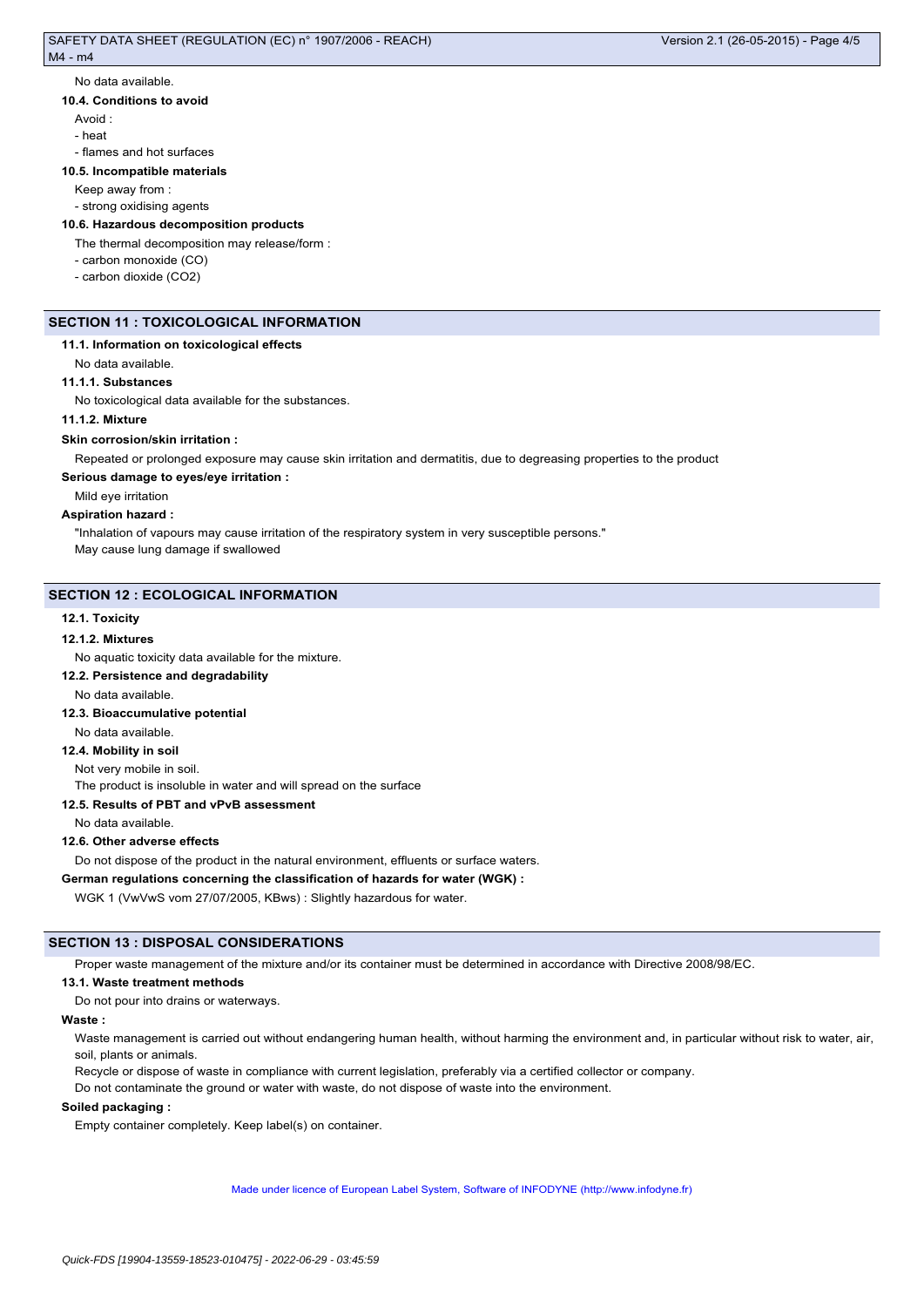No data available.

### 10.4. Conditions to avoid

Avoid :

- heat
- flames and hot surfaces

### 10.5. Incompatible materials

Keep away from :

- strong oxidising agents

### 10.6. Hazardous decomposition products

The thermal decomposition may release/form :

- carbon monoxide (CO)
- carbon dioxide ($CO_2$)

## SECTION 11 : TOXICOLOGICAL INFORMATION

### 11.1. Information on toxicological effects

No data available.

#### 11.1.1. Substances

No toxicological data available for the substances.

#### 11.1.2. Mixture

**Skin corrosion/skin irritation :**

Repeated or prolonged exposure may cause skin irritation and dermatitis, due to degreasing properties to the product

**Serious damage to eyes/eye irritation :**

Mild eye irritation

**Aspiration hazard :**

"Inhalation of vapours may cause irritation of the respiratory system in very susceptible persons."

May cause lung damage if swallowed

## SECTION 12 : ECOLOGICAL INFORMATION

### 12.1. Toxicity

#### 12.1.2. Mixtures

No aquatic toxicity data available for the mixture.

### 12.2. Persistence and degradability

No data available.

### 12.3. Bioaccumulative potential

No data available.

### 12.4. Mobility in soil

Not very mobile in soil.

The product is insoluble in water and will spread on the surface

### 12.5. Results of PBT and vPvB assessment

No data available.

### 12.6. Other adverse effects

Do not dispose of the product in the natural environment, effluents or surface waters.

**German regulations concerning the classification of hazards for water (WGK) :**

WGK 1 (VwVwS vom 27/07/2005, KBws) : Slightly hazardous for water.

## SECTION 13 : DISPOSAL CONSIDERATIONS

Proper waste management of the mixture and/or its container must be determined in accordance with Directive 2008/98/EC.

### 13.1. Waste treatment methods

Do not pour into drains or waterways.

**Waste :**

Waste management is carried out without endangering human health, without harming the environment and, in particular without risk to water, air, soil, plants or animals.

Recycle or dispose of waste in compliance with current legislation, preferably via a certified collector or company.

Do not contaminate the ground or water with waste, do not dispose of waste into the environment.

**Soiled packaging :**

Empty container completely. Keep label(s) on container.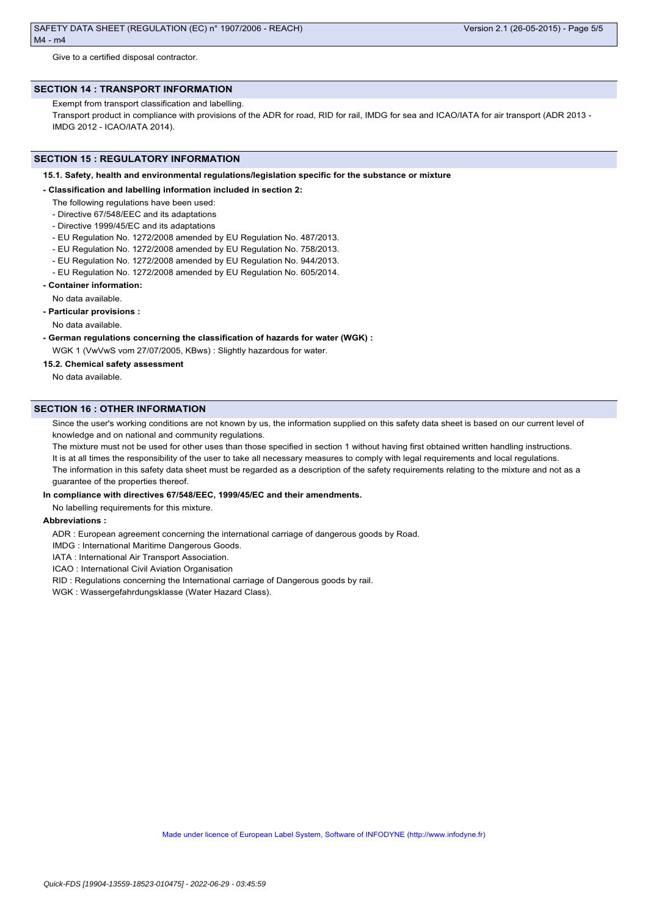Give to a certified disposal contractor.

## SECTION 14 : TRANSPORT INFORMATION

Exempt from transport classification and labelling.

Transport product in compliance with provisions of the ADR for road, RID for rail, IMDG for sea and ICAO/IATA for air transport (ADR 2013 - IMDG 2012 - ICAO/IATA 2014).

## SECTION 15 : REGULATORY INFORMATION

### 15.1. Safety, health and environmental regulations/legislation specific for the substance or mixture

**- Classification and labelling information included in section 2:**

The following regulations have been used:

- Directive 67/548/EEC and its adaptations
- Directive 1999/45/EC and its adaptations
- EU Regulation No. 1272/2008 amended by EU Regulation No. 487/2013.
- EU Regulation No. 1272/2008 amended by EU Regulation No. 758/2013.
- EU Regulation No. 1272/2008 amended by EU Regulation No. 944/2013.
- EU Regulation No. 1272/2008 amended by EU Regulation No. 605/2014.

**- Container information:**

No data available.

**- Particular provisions :**

No data available.

**- German regulations concerning the classification of hazards for water (WGK) :**

WGK 1 (VwVwS vom 27/07/2005, KBws) : Slightly hazardous for water.

### 15.2. Chemical safety assessment

No data available.

## SECTION 16 : OTHER INFORMATION

Since the user's working conditions are not known by us, the information supplied on this safety data sheet is based on our current level of knowledge and on national and community regulations.

The mixture must not be used for other uses than those specified in section 1 without having first obtained written handling instructions.

It is at all times the responsibility of the user to take all necessary measures to comply with legal requirements and local regulations.

The information in this safety data sheet must be regarded as a description of the safety requirements relating to the mixture and not as a guarantee of the properties thereof.

**In compliance with directives 67/548/EEC, 1999/45/EC and their amendments.**

No labelling requirements for this mixture.

**Abbreviations :**

ADR : European agreement concerning the international carriage of dangerous goods by Road.

IMDG : International Maritime Dangerous Goods.

IATA : International Air Transport Association.

ICAO : International Civil Aviation Organisation

RID : Regulations concerning the International carriage of Dangerous goods by rail.

WGK : Wassergefahrdungsklasse (Water Hazard Class).